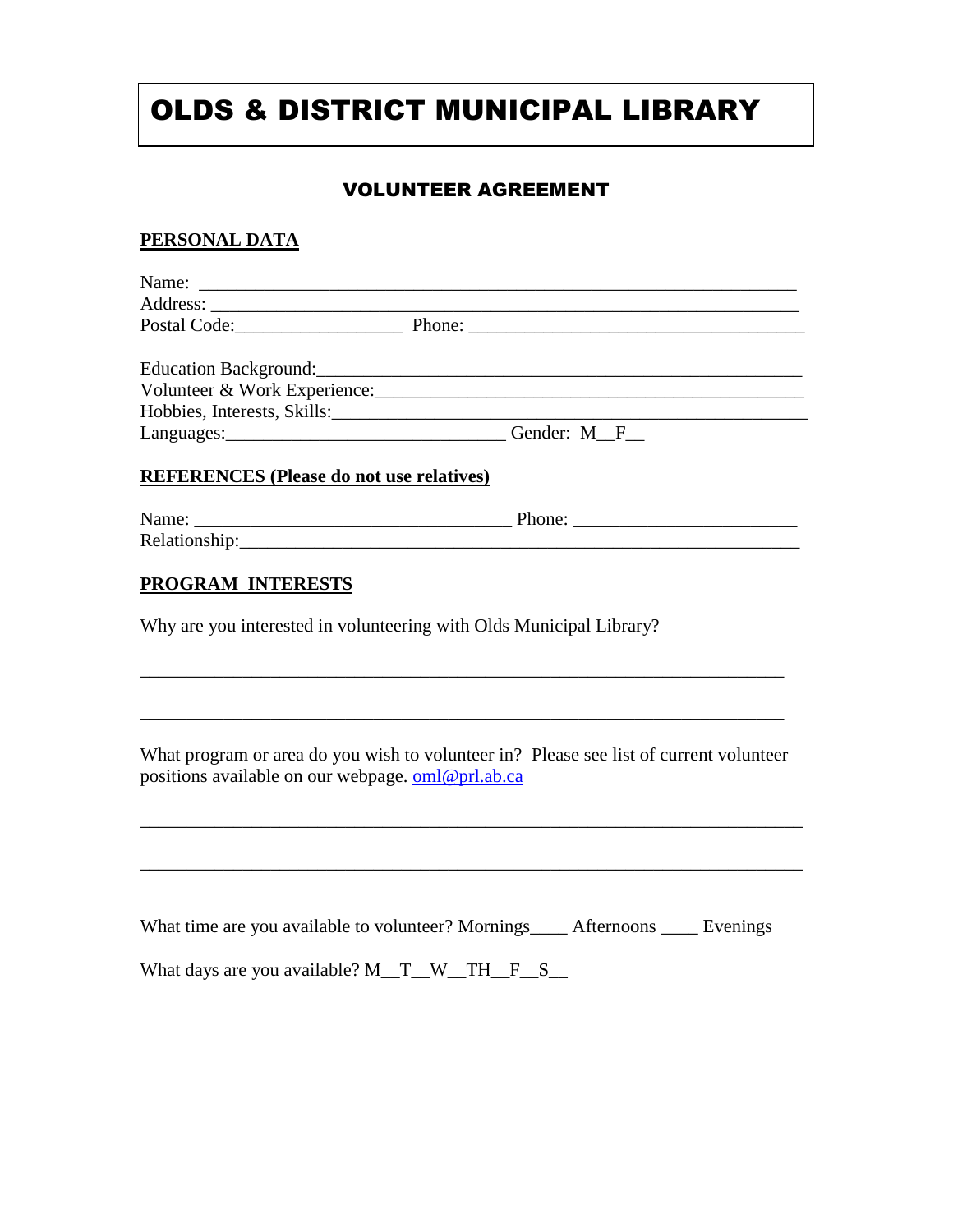# OLDS & DISTRICT MUNICIPAL LIBRARY

## VOLUNTEER AGREEMENT

**PERSONAL DATA**

Name: ___________________________________________________________________
Address: _________________________________________________________________
Postal Code:__________________ Phone: ____________________________________

Education Background:_______________________________________________________
Volunteer & Work Experience:_________________________________________________
Hobbies, Interests, Skills:_____________________________________________________
Languages:______________________________ Gender: M__F__

**REFERENCES (Please do not use relatives)**

Name: __________________________________ Phone: ________________________
Relationship:______________________________________________________________

**PROGRAM INTERESTS**

Why are you interested in volunteering with Olds Municipal Library?

_________________________________________________________________________

_________________________________________________________________________

What program or area do you wish to volunteer in? Please see list of current volunteer positions available on our webpage. oml@prl.ab.ca

_________________________________________________________________________

_________________________________________________________________________

What time are you available to volunteer? Mornings____ Afternoons ____ Evenings

What days are you available? M__T__W__TH__F__S__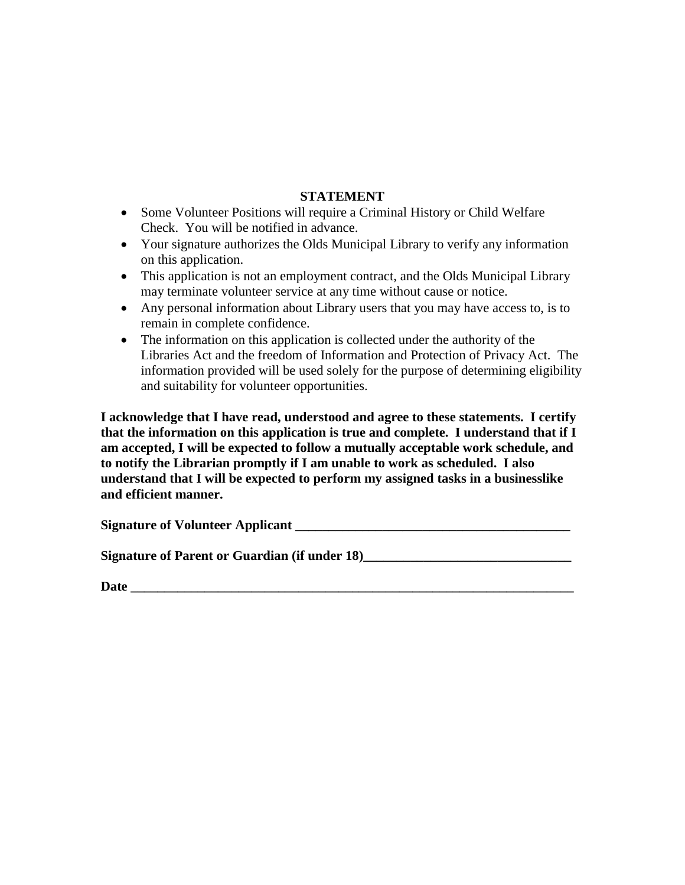## STATEMENT

- Some Volunteer Positions will require a Criminal History or Child Welfare Check. You will be notified in advance.
- Your signature authorizes the Olds Municipal Library to verify any information on this application.
- This application is not an employment contract, and the Olds Municipal Library may terminate volunteer service at any time without cause or notice.
- Any personal information about Library users that you may have access to, is to remain in complete confidence.
- The information on this application is collected under the authority of the Libraries Act and the freedom of Information and Protection of Privacy Act. The information provided will be used solely for the purpose of determining eligibility and suitability for volunteer opportunities.

**I acknowledge that I have read, understood and agree to these statements. I certify that the information on this application is true and complete. I understand that if I am accepted, I will be expected to follow a mutually acceptable work schedule, and to notify the Librarian promptly if I am unable to work as scheduled. I also understand that I will be expected to perform my assigned tasks in a businesslike and efficient manner.**

**Signature of Volunteer Applicant** ___________________________________________

**Signature of Parent or Guardian (if under 18)**________________________________

**Date** _____________________________________________________________________